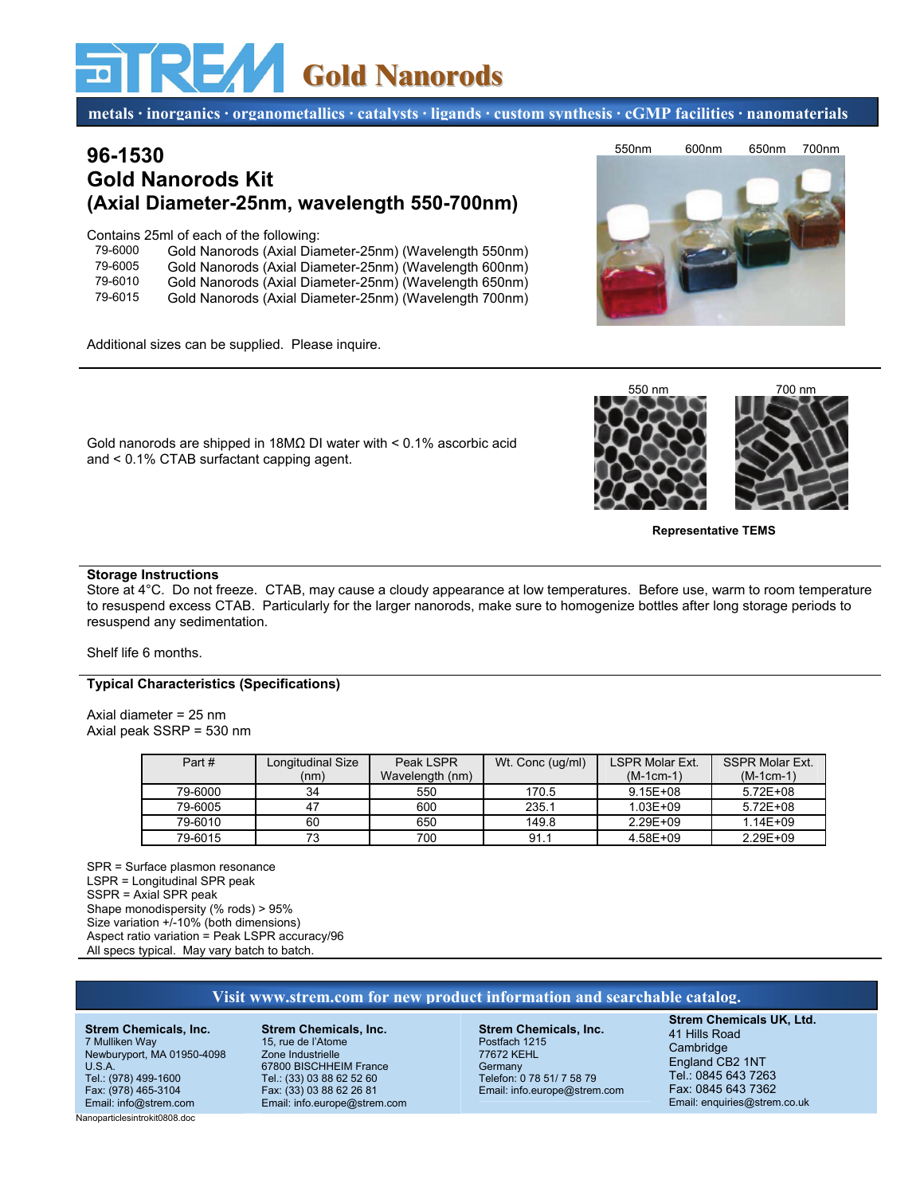# STREM Gold Nanorods

metals · inorganics · organometallics · catalysts · ligands · custom synthesis · cGMP facilities · nanomaterials

## 96-1530
## Gold Nanorods Kit
## (Axial Diameter-25nm, wavelength 550-700nm)

Contains 25ml of each of the following:

| | |
|---|---|
| 79-6000 | Gold Nanorods (Axial Diameter-25nm) (Wavelength 550nm) |
| 79-6005 | Gold Nanorods (Axial Diameter-25nm) (Wavelength 600nm) |
| 79-6010 | Gold Nanorods (Axial Diameter-25nm) (Wavelength 650nm) |
| 79-6015 | Gold Nanorods (Axial Diameter-25nm) (Wavelength 700nm) |

550nm 600nm 650nm 700nm

Additional sizes can be supplied. Please inquire.

Gold nanorods are shipped in 18MΩ DI water with < 0.1% ascorbic acid and < 0.1% CTAB surfactant capping agent.

550 nm 700 nm

**Representative TEMS**

**Storage Instructions**

Store at 4°C. Do not freeze. CTAB, may cause a cloudy appearance at low temperatures. Before use, warm to room temperature to resuspend excess CTAB. Particularly for the larger nanorods, make sure to homogenize bottles after long storage periods to resuspend any sedimentation.

Shelf life 6 months.

**Typical Characteristics (Specifications)**

Axial diameter = 25 nm
Axial peak SSRP = 530 nm

| Part # | Longitudinal Size (nm) | Peak LSPR Wavelength (nm) | Wt. Conc (ug/ml) | LSPR Molar Ext. (M-1cm-1) | SSPR Molar Ext. (M-1cm-1) |
|---|---|---|---|---|---|
| 79-6000 | 34 | 550 | 170.5 | 9.15E+08 | 5.72E+08 |
| 79-6005 | 47 | 600 | 235.1 | 1.03E+09 | 5.72E+08 |
| 79-6010 | 60 | 650 | 149.8 | 2.29E+09 | 1.14E+09 |
| 79-6015 | 73 | 700 | 91.1 | 4.58E+09 | 2.29E+09 |

SPR = Surface plasmon resonance
LSPR = Longitudinal SPR peak
SSPR = Axial SPR peak
Shape monodispersity (% rods) > 95%
Size variation +/-10% (both dimensions)
Aspect ratio variation = Peak LSPR accuracy/96
All specs typical. May vary batch to batch.

Visit www.strem.com for new product information and searchable catalog.

**Strem Chemicals, Inc.**
7 Mulliken Way
Newburyport, MA 01950-4098
U.S.A.
Tel.: (978) 499-1600
Fax: (978) 465-3104
Email: info@strem.com

**Strem Chemicals, Inc.**
15, rue de l'Atome
Zone Industrielle
67800 BISCHHEIM France
Tel.: (33) 03 88 62 52 60
Fax: (33) 03 88 62 26 81
Email: info.europe@strem.com

**Strem Chemicals, Inc.**
Postfach 1215
77672 KEHL
Germany
Telefon: 0 78 51/ 7 58 79
Email: info.europe@strem.com

**Strem Chemicals UK, Ltd.**
41 Hills Road
Cambridge
England CB2 1NT
Tel.: 0845 643 7263
Fax: 0845 643 7362
Email: enquiries@strem.co.uk

Nanoparticlesintrokit0808.doc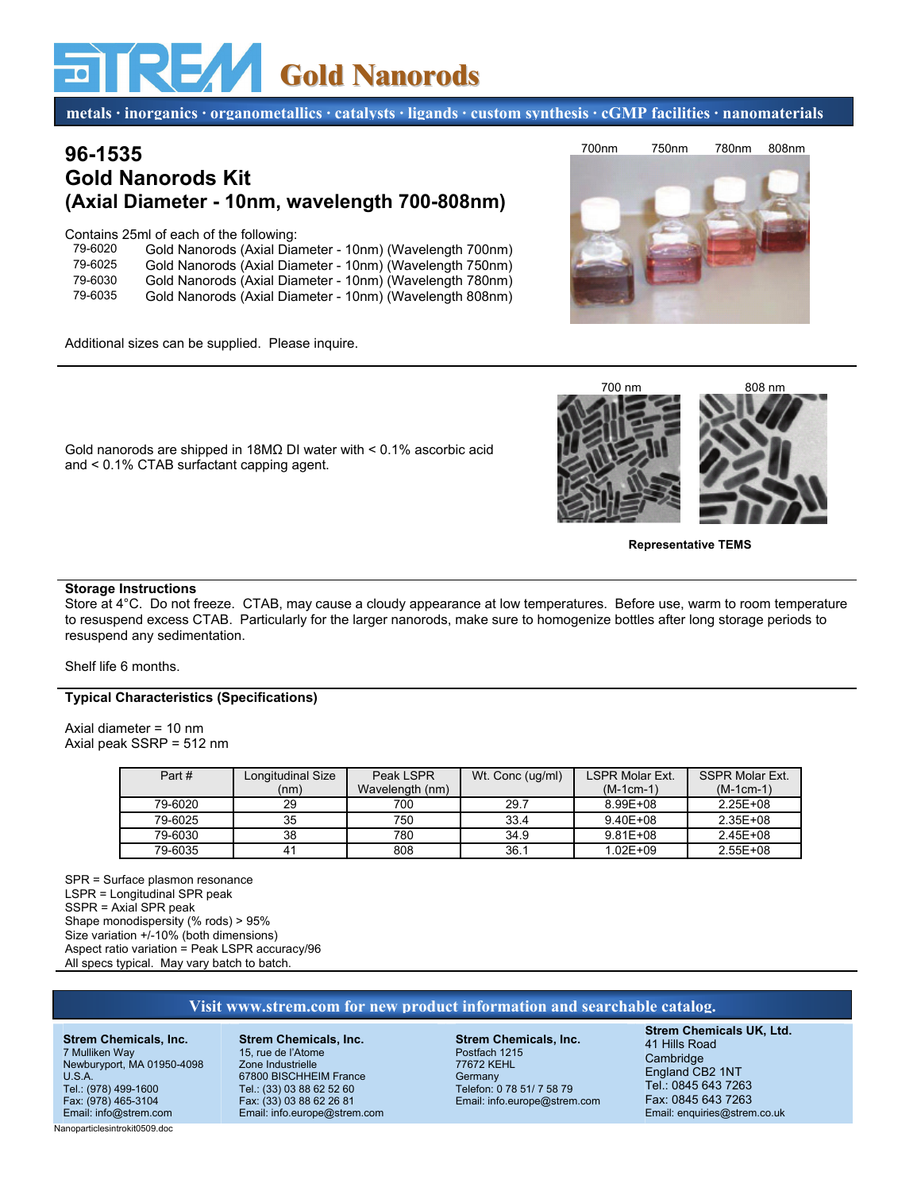# Gold Nanorods

metals · inorganics · organometallics · catalysts · ligands · custom synthesis · cGMP facilities · nanomaterials

## 96-1535
## Gold Nanorods Kit
## (Axial Diameter - 10nm, wavelength 700-808nm)

Contains 25ml of each of the following:

- 79-6020 Gold Nanorods (Axial Diameter - 10nm) (Wavelength 700nm)
- 79-6025 Gold Nanorods (Axial Diameter - 10nm) (Wavelength 750nm)
- 79-6030 Gold Nanorods (Axial Diameter - 10nm) (Wavelength 780nm)
- 79-6035 Gold Nanorods (Axial Diameter - 10nm) (Wavelength 808nm)

700nm 750nm 780nm 808nm

Additional sizes can be supplied. Please inquire.

Gold nanorods are shipped in 18MΩ DI water with < 0.1% ascorbic acid and < 0.1% CTAB surfactant capping agent.

700 nm 808 nm

**Representative TEMS**

**Storage Instructions**

Store at 4°C. Do not freeze. CTAB, may cause a cloudy appearance at low temperatures. Before use, warm to room temperature to resuspend excess CTAB. Particularly for the larger nanorods, make sure to homogenize bottles after long storage periods to resuspend any sedimentation.

Shelf life 6 months.

**Typical Characteristics (Specifications)**

Axial diameter = 10 nm
Axial peak SSRP = 512 nm

| Part # | Longitudinal Size (nm) | Peak LSPR Wavelength (nm) | Wt. Conc (ug/ml) | LSPR Molar Ext. (M-1cm-1) | SSPR Molar Ext. (M-1cm-1) |
|---|---|---|---|---|---|
| 79-6020 | 29 | 700 | 29.7 | 8.99E+08 | 2.25E+08 |
| 79-6025 | 35 | 750 | 33.4 | 9.40E+08 | 2.35E+08 |
| 79-6030 | 38 | 780 | 34.9 | 9.81E+08 | 2.45E+08 |
| 79-6035 | 41 | 808 | 36.1 | 1.02E+09 | 2.55E+08 |

SPR = Surface plasmon resonance
LSPR = Longitudinal SPR peak
SSPR = Axial SPR peak
Shape monodispersity (% rods) > 95%
Size variation +/-10% (both dimensions)
Aspect ratio variation = Peak LSPR accuracy/96
All specs typical. May vary batch to batch.

**Visit www.strem.com for new product information and searchable catalog.**

**Strem Chemicals, Inc.**
7 Mulliken Way
Newburyport, MA 01950-4098
U.S.A.
Tel.: (978) 499-1600
Fax: (978) 465-3104
Email: info@strem.com

**Strem Chemicals, Inc.**
15, rue de l'Atome
Zone Industrielle
67800 BISCHHEIM France
Tel.: (33) 03 88 62 52 60
Fax: (33) 03 88 62 26 81
Email: info.europe@strem.com

**Strem Chemicals, Inc.**
Postfach 1215
77672 KEHL
Germany
Telefon: 0 78 51/ 7 58 79
Email: info.europe@strem.com

**Strem Chemicals UK, Ltd.**
41 Hills Road
Cambridge
England CB2 1NT
Tel.: 0845 643 7263
Fax: 0845 643 7263
Email: enquiries@strem.co.uk

Nanoparticlesintrokit0509.doc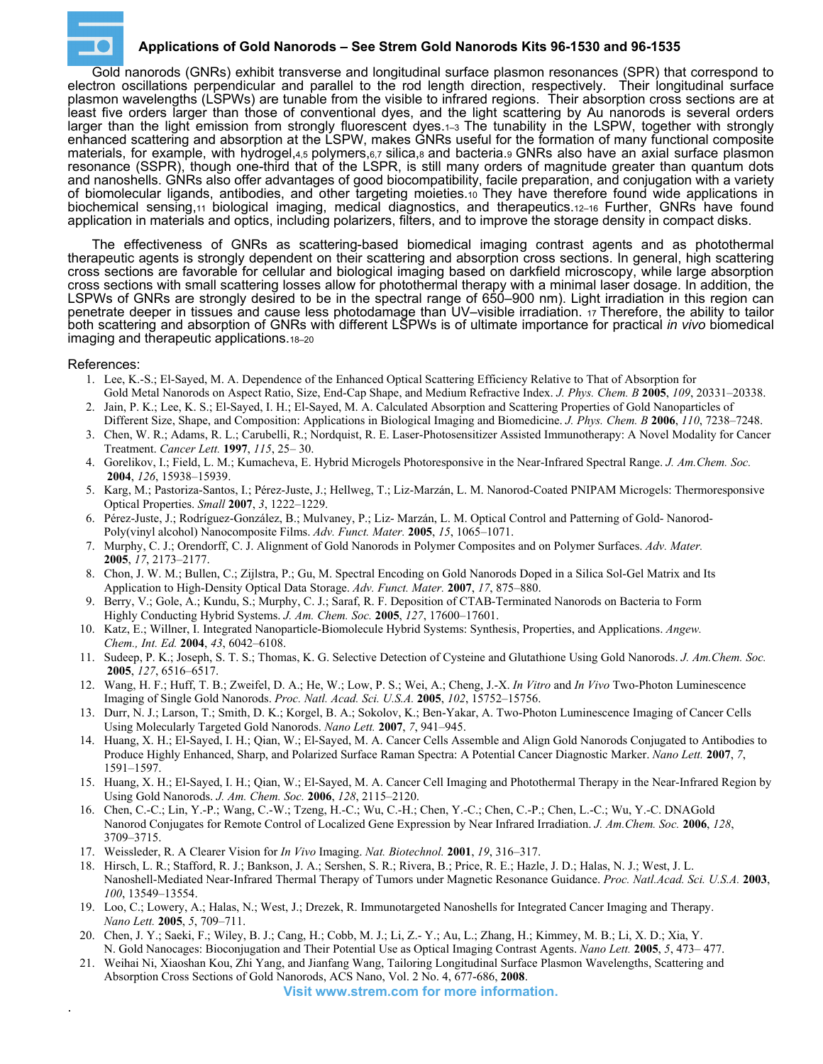## Applications of Gold Nanorods – See Strem Gold Nanorods Kits 96-1530 and 96-1535

Gold nanorods (GNRs) exhibit transverse and longitudinal surface plasmon resonances (SPR) that correspond to electron oscillations perpendicular and parallel to the rod length direction, respectively. Their longitudinal surface plasmon wavelengths (LSPWs) are tunable from the visible to infrared regions. Their absorption cross sections are at least five orders larger than those of conventional dyes, and the light scattering by Au nanorods is several orders larger than the light emission from strongly fluorescent dyes.[1–3] The tunability in the LSPW, together with strongly enhanced scattering and absorption at the LSPW, makes GNRs useful for the formation of many functional composite materials, for example, with hydrogel,[4,5] polymers,[6,7] silica,[8] and bacteria.[9] GNRs also have an axial surface plasmon resonance (SSPR), though one-third that of the LSPR, is still many orders of magnitude greater than quantum dots and nanoshells. GNRs also offer advantages of good biocompatibility, facile preparation, and conjugation with a variety of biomolecular ligands, antibodies, and other targeting moieties.[10] They have therefore found wide applications in biochemical sensing,[11] biological imaging, medical diagnostics, and therapeutics.[12–16] Further, GNRs have found application in materials and optics, including polarizers, filters, and to improve the storage density in compact disks.

The effectiveness of GNRs as scattering-based biomedical imaging contrast agents and as photothermal therapeutic agents is strongly dependent on their scattering and absorption cross sections. In general, high scattering cross sections are favorable for cellular and biological imaging based on darkfield microscopy, while large absorption cross sections with small scattering losses allow for photothermal therapy with a minimal laser dosage. In addition, the LSPWs of GNRs are strongly desired to be in the spectral range of 650–900 nm). Light irradiation in this region can penetrate deeper in tissues and cause less photodamage than UV–visible irradiation.[17] Therefore, the ability to tailor both scattering and absorption of GNRs with different LSPWs is of ultimate importance for practical *in vivo* biomedical imaging and therapeutic applications.[18–20]

References:

1. Lee, K.-S.; El-Sayed, M. A. Dependence of the Enhanced Optical Scattering Efficiency Relative to That of Absorption for Gold Metal Nanorods on Aspect Ratio, Size, End-Cap Shape, and Medium Refractive Index. *J. Phys. Chem. B* **2005**, *109*, 20331–20338.
2. Jain, P. K.; Lee, K. S.; El-Sayed, I. H.; El-Sayed, M. A. Calculated Absorption and Scattering Properties of Gold Nanoparticles of Different Size, Shape, and Composition: Applications in Biological Imaging and Biomedicine. *J. Phys. Chem. B* **2006**, *110*, 7238–7248.
3. Chen, W. R.; Adams, R. L.; Carubelli, R.; Nordquist, R. E. Laser-Photosensitizer Assisted Immunotherapy: A Novel Modality for Cancer Treatment. *Cancer Lett.* **1997**, *115*, 25– 30.
4. Gorelikov, I.; Field, L. M.; Kumacheva, E. Hybrid Microgels Photoresponsive in the Near-Infrared Spectral Range. *J. Am.Chem. Soc.* **2004**, *126*, 15938–15939.
5. Karg, M.; Pastoriza-Santos, I.; Pérez-Juste, J.; Hellweg, T.; Liz-Marzán, L. M. Nanorod-Coated PNIPAM Microgels: Thermoresponsive Optical Properties. *Small* **2007**, *3*, 1222–1229.
6. Pérez-Juste, J.; Rodríguez-González, B.; Mulvaney, P.; Liz- Marzán, L. M. Optical Control and Patterning of Gold- Nanorod-Poly(vinyl alcohol) Nanocomposite Films. *Adv. Funct. Mater.* **2005**, *15*, 1065–1071.
7. Murphy, C. J.; Orendorff, C. J. Alignment of Gold Nanorods in Polymer Composites and on Polymer Surfaces. *Adv. Mater.* **2005**, *17*, 2173–2177.
8. Chon, J. W. M.; Bullen, C.; Zijlstra, P.; Gu, M. Spectral Encoding on Gold Nanorods Doped in a Silica Sol-Gel Matrix and Its Application to High-Density Optical Data Storage. *Adv. Funct. Mater.* **2007**, *17*, 875–880.
9. Berry, V.; Gole, A.; Kundu, S.; Murphy, C. J.; Saraf, R. F. Deposition of CTAB-Terminated Nanorods on Bacteria to Form Highly Conducting Hybrid Systems. *J. Am. Chem. Soc.* **2005**, *127*, 17600–17601.
10. Katz, E.; Willner, I. Integrated Nanoparticle-Biomolecule Hybrid Systems: Synthesis, Properties, and Applications. *Angew. Chem., Int. Ed.* **2004**, *43*, 6042–6108.
11. Sudeep, P. K.; Joseph, S. T. S.; Thomas, K. G. Selective Detection of Cysteine and Glutathione Using Gold Nanorods. *J. Am.Chem. Soc.* **2005**, *127*, 6516–6517.
12. Wang, H. F.; Huff, T. B.; Zweifel, D. A.; He, W.; Low, P. S.; Wei, A.; Cheng, J.-X. *In Vitro* and *In Vivo* Two-Photon Luminescence Imaging of Single Gold Nanorods. *Proc. Natl. Acad. Sci. U.S.A.* **2005**, *102*, 15752–15756.
13. Durr, N. J.; Larson, T.; Smith, D. K.; Korgel, B. A.; Sokolov, K.; Ben-Yakar, A. Two-Photon Luminescence Imaging of Cancer Cells Using Molecularly Targeted Gold Nanorods. *Nano Lett.* **2007**, *7*, 941–945.
14. Huang, X. H.; El-Sayed, I. H.; Qian, W.; El-Sayed, M. A. Cancer Cells Assemble and Align Gold Nanorods Conjugated to Antibodies to Produce Highly Enhanced, Sharp, and Polarized Surface Raman Spectra: A Potential Cancer Diagnostic Marker. *Nano Lett.* **2007**, *7*, 1591–1597.
15. Huang, X. H.; El-Sayed, I. H.; Qian, W.; El-Sayed, M. A. Cancer Cell Imaging and Photothermal Therapy in the Near-Infrared Region by Using Gold Nanorods. *J. Am. Chem. Soc.* **2006**, *128*, 2115–2120.
16. Chen, C.-C.; Lin, Y.-P.; Wang, C.-W.; Tzeng, H.-C.; Wu, C.-H.; Chen, Y.-C.; Chen, C.-P.; Chen, L.-C.; Wu, Y.-C. DNAGold Nanorod Conjugates for Remote Control of Localized Gene Expression by Near Infrared Irradiation. *J. Am.Chem. Soc.* **2006**, *128*, 3709–3715.
17. Weissleder, R. A Clearer Vision for *In Vivo* Imaging. *Nat. Biotechnol.* **2001**, *19*, 316–317.
18. Hirsch, L. R.; Stafford, R. J.; Bankson, J. A.; Sershen, S. R.; Rivera, B.; Price, R. E.; Hazle, J. D.; Halas, N. J.; West, J. L. Nanoshell-Mediated Near-Infrared Thermal Therapy of Tumors under Magnetic Resonance Guidance. *Proc. Natl.Acad. Sci. U.S.A.* **2003**, *100*, 13549–13554.
19. Loo, C.; Lowery, A.; Halas, N.; West, J.; Drezek, R. Immunotargeted Nanoshells for Integrated Cancer Imaging and Therapy. *Nano Lett.* **2005**, *5*, 709–711.
20. Chen, J. Y.; Saeki, F.; Wiley, B. J.; Cang, H.; Cobb, M. J.; Li, Z.- Y.; Au, L.; Zhang, H.; Kimmey, M. B.; Li, X. D.; Xia, Y. N. Gold Nanocages: Bioconjugation and Their Potential Use as Optical Imaging Contrast Agents. *Nano Lett.* **2005**, *5*, 473– 477.
21. Weihai Ni, Xiaoshan Kou, Zhi Yang, and Jianfang Wang, Tailoring Longitudinal Surface Plasmon Wavelengths, Scattering and Absorption Cross Sections of Gold Nanorods, ACS Nano, Vol. 2 No. 4, 677-686, **2008**.

**Visit www.strem.com for more information.**